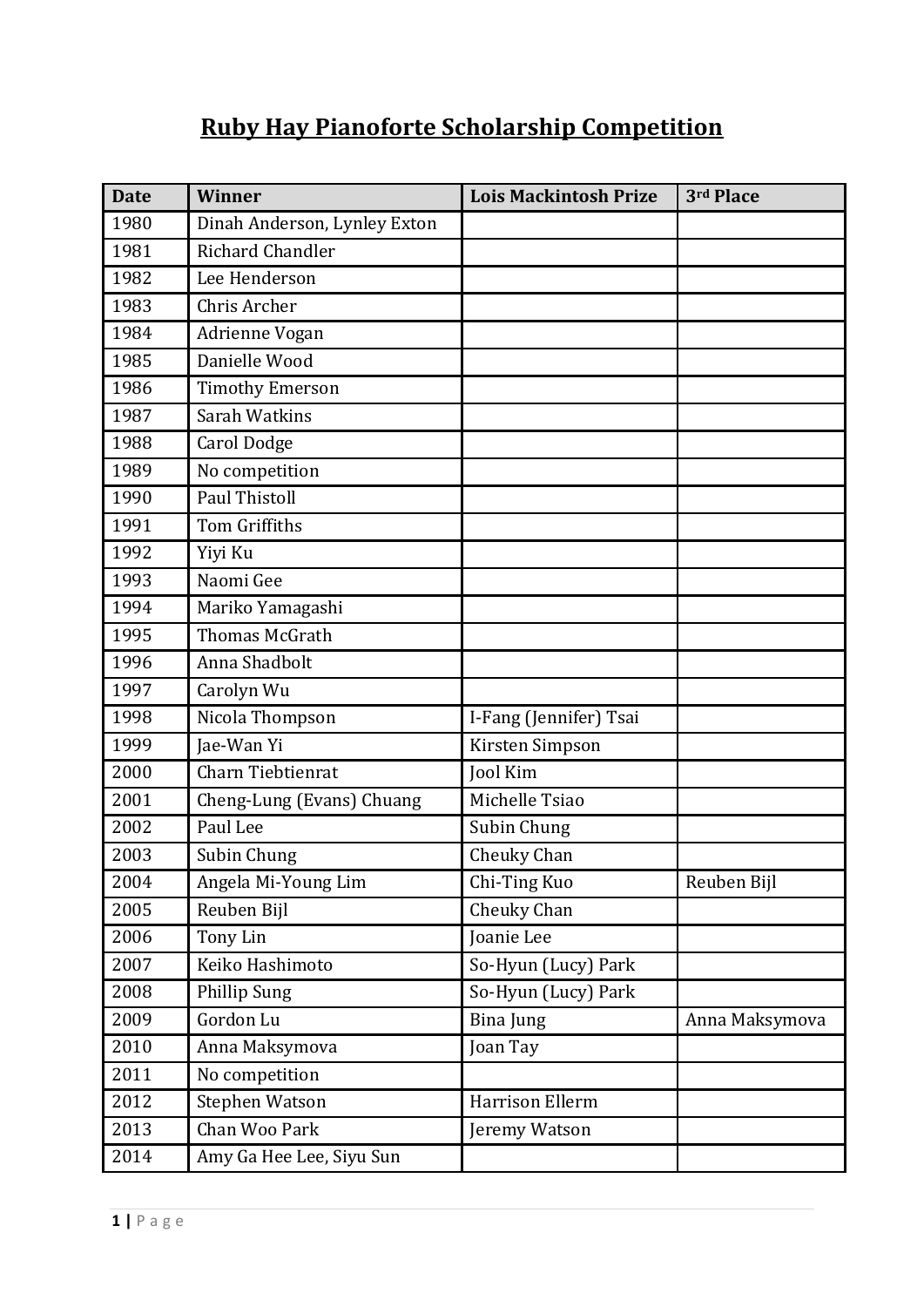# Ruby Hay Pianoforte Scholarship Competition

| Date | Winner | Lois Mackintosh Prize | 3rd Place |
|---|---|---|---|
| 1980 | Dinah Anderson, Lynley Exton | | |
| 1981 | Richard Chandler | | |
| 1982 | Lee Henderson | | |
| 1983 | Chris Archer | | |
| 1984 | Adrienne Vogan | | |
| 1985 | Danielle Wood | | |
| 1986 | Timothy Emerson | | |
| 1987 | Sarah Watkins | | |
| 1988 | Carol Dodge | | |
| 1989 | No competition | | |
| 1990 | Paul Thistoll | | |
| 1991 | Tom Griffiths | | |
| 1992 | Yiyi Ku | | |
| 1993 | Naomi Gee | | |
| 1994 | Mariko Yamagashi | | |
| 1995 | Thomas McGrath | | |
| 1996 | Anna Shadbolt | | |
| 1997 | Carolyn Wu | | |
| 1998 | Nicola Thompson | I-Fang (Jennifer) Tsai | |
| 1999 | Jae-Wan Yi | Kirsten Simpson | |
| 2000 | Charn Tiebtienrat | Jool Kim | |
| 2001 | Cheng-Lung (Evans) Chuang | Michelle Tsiao | |
| 2002 | Paul Lee | Subin Chung | |
| 2003 | Subin Chung | Cheuky Chan | |
| 2004 | Angela Mi-Young Lim | Chi-Ting Kuo | Reuben Bijl |
| 2005 | Reuben Bijl | Cheuky Chan | |
| 2006 | Tony Lin | Joanie Lee | |
| 2007 | Keiko Hashimoto | So-Hyun (Lucy) Park | |
| 2008 | Phillip Sung | So-Hyun (Lucy) Park | |
| 2009 | Gordon Lu | Bina Jung | Anna Maksymova |
| 2010 | Anna Maksymova | Joan Tay | |
| 2011 | No competition | | |
| 2012 | Stephen Watson | Harrison Ellerm | |
| 2013 | Chan Woo Park | Jeremy Watson | |
| 2014 | Amy Ga Hee Lee, Siyu Sun | | |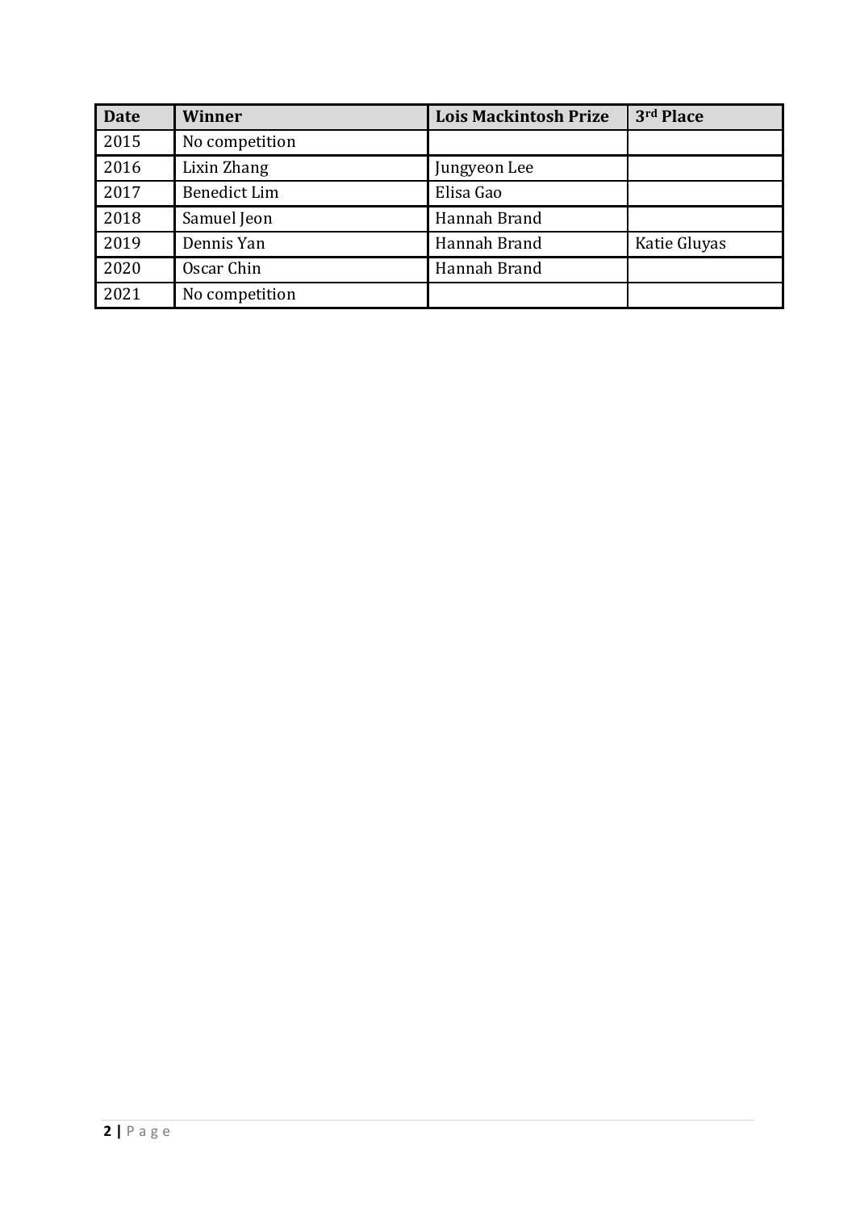| Date | Winner | Lois Mackintosh Prize | 3rd Place |
| --- | --- | --- | --- |
| 2015 | No competition | | |
| 2016 | Lixin Zhang | Jungyeon Lee | |
| 2017 | Benedict Lim | Elisa Gao | |
| 2018 | Samuel Jeon | Hannah Brand | |
| 2019 | Dennis Yan | Hannah Brand | Katie Gluyas |
| 2020 | Oscar Chin | Hannah Brand | |
| 2021 | No competition | | |